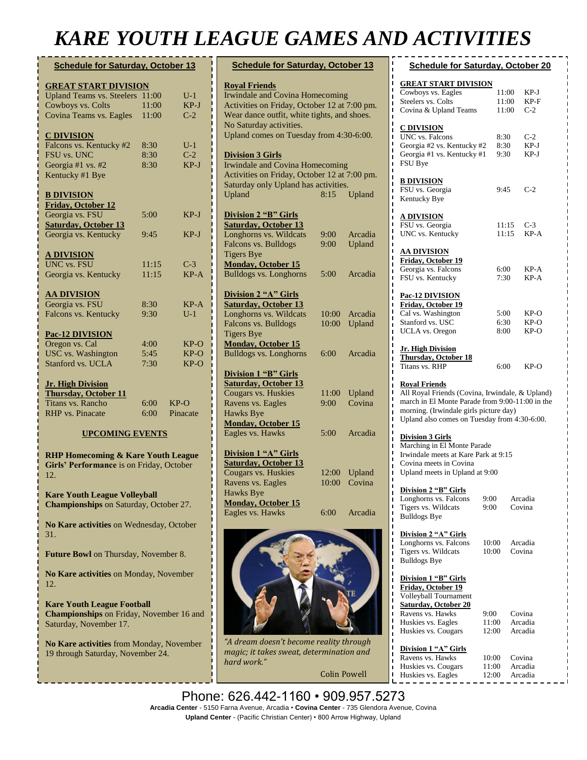# KARE YOUTH LEAGUE GAMES AND ACTIVITIES

## Schedule for Saturday, October 13

**GREAT START DIVISION**

| | | |
|---|---|---|
| Upland Teams vs. Steelers | 11:00 | U-1 |
| Cowboys vs. Colts | 11:00 | KP-J |
| Covina Teams vs. Eagles | 11:00 | C-2 |

**C DIVISION**

| | | |
|---|---|---|
| Falcons vs. Kentucky #2 | 8:30 | U-1 |
| FSU vs. UNC | 8:30 | C-2 |
| Georgia #1 vs. #2 | 8:30 | KP-J |
| Kentucky #1 Bye | | |

**B DIVISION**

**Friday, October 12**

| | | |
|---|---|---|
| Georgia vs. FSU | 5:00 | KP-J |

**Saturday, October 13**

| | | |
|---|---|---|
| Georgia vs. Kentucky | 9:45 | KP-J |

**A DIVISION**

| | | |
|---|---|---|
| UNC vs. FSU | 11:15 | C-3 |
| Georgia vs. Kentucky | 11:15 | KP-A |

**AA DIVISION**

| | | |
|---|---|---|
| Georgia vs. FSU | 8:30 | KP-A |
| Falcons vs. Kentucky | 9:30 | U-1 |

**Pac-12 DIVISION**

| | | |
|---|---|---|
| Oregon vs. Cal | 4:00 | KP-O |
| USC vs. Washington | 5:45 | KP-O |
| Stanford vs. UCLA | 7:30 | KP-O |

**Jr. High Division**

**Thursday, October 11**

| | | |
|---|---|---|
| Titans vs. Rancho | 6:00 | KP-O |
| RHP vs. Pinacate | 6:00 | Pinacate |

### UPCOMING EVENTS

**RHP Homecoming & Kare Youth League Girls' Performance** is on Friday, October 12.

**Kare Youth League Volleyball Championships** on Saturday, October 27.

**No Kare activities** on Wednesday, October 31.

**Future Bowl** on Thursday, November 8.

**No Kare activities** on Monday, November 12.

**Kare Youth League Football Championships** on Friday, November 16 and Saturday, November 17.

**No Kare activities** from Monday, November 19 through Saturday, November 24.

## Schedule for Saturday, October 13

**Royal Friends**

Irwindale and Covina Homecoming Activities on Friday, October 12 at 7:00 pm. Wear dance outfit, white tights, and shoes. No Saturday activities.
Upland comes on Tuesday from 4:30-6:00.

**Division 3 Girls**

Irwindale and Covina Homecoming Activities on Friday, October 12 at 7:00 pm. Saturday only Upland has activities.

| | | |
|---|---|---|
| Upland | 8:15 | Upland |

**Division 2 "B" Girls**

**Saturday, October 13**

| | | |
|---|---|---|
| Longhorns vs. Wildcats | 9:00 | Arcadia |
| Falcons vs. Bulldogs | 9:00 | Upland |
| Tigers Bye | | |

**Monday, October 15**

| | | |
|---|---|---|
| Bulldogs vs. Longhorns | 5:00 | Arcadia |

**Division 2 "A" Girls**

**Saturday, October 13**

| | | |
|---|---|---|
| Longhorns vs. Wildcats | 10:00 | Arcadia |
| Falcons vs. Bulldogs | 10:00 | Upland |
| Tigers Bye | | |

**Monday, October 15**

| | | |
|---|---|---|
| Bulldogs vs. Longhorns | 6:00 | Arcadia |

**Division 1 "B" Girls**

**Saturday, October 13**

| | | |
|---|---|---|
| Cougars vs. Huskies | 11:00 | Upland |
| Ravens vs. Eagles | 9:00 | Covina |
| Hawks Bye | | |

**Monday, October 15**

| | | |
|---|---|---|
| Eagles vs. Hawks | 5:00 | Arcadia |

**Division 1 "A" Girls**

**Saturday, October 13**

| | | |
|---|---|---|
| Cougars vs. Huskies | 12:00 | Upland |
| Ravens vs. Eagles | 10:00 | Covina |
| Hawks Bye | | |

**Monday, October 15**

| | | |
|---|---|---|
| Eagles vs. Hawks | 6:00 | Arcadia |

*"A dream doesn't become reality through magic; it takes sweat, determination and hard work."*

Colin Powell

## Schedule for Saturday, October 20

**GREAT START DIVISION**

| | | |
|---|---|---|
| Cowboys vs. Eagles | 11:00 | KP-J |
| Steelers vs. Colts | 11:00 | KP-F |
| Covina & Upland Teams | 11:00 | C-2 |

**C DIVISION**

| | | |
|---|---|---|
| UNC vs. Falcons | 8:30 | C-2 |
| Georgia #2 vs. Kentucky #2 | 8:30 | KP-J |
| Georgia #1 vs. Kentucky #1 | 9:30 | KP-J |
| FSU Bye | | |

**B DIVISION**

| | | |
|---|---|---|
| FSU vs. Georgia | 9:45 | C-2 |
| Kentucky Bye | | |

**A DIVISION**

| | | |
|---|---|---|
| FSU vs. Georgia | 11:15 | C-3 |
| UNC vs. Kentucky | 11:15 | KP-A |

**AA DIVISION**

**Friday, October 19**

| | | |
|---|---|---|
| Georgia vs. Falcons | 6:00 | KP-A |
| FSU vs. Kentucky | 7:30 | KP-A |

**Pac-12 DIVISION**

**Friday, October 19**

| | | |
|---|---|---|
| Cal vs. Washington | 5:00 | KP-O |
| Stanford vs. USC | 6:30 | KP-O |
| UCLA vs. Oregon | 8:00 | KP-O |

**Jr. High Division**

**Thursday, October 18**

| | | |
|---|---|---|
| Titans vs. RHP | 6:00 | KP-O |

**Royal Friends**

All Royal Friends (Covina, Irwindale, & Upland) march in El Monte Parade from 9:00-11:00 in the morning. (Irwindale girls picture day)
Upland also comes on Tuesday from 4:30-6:00.

**Division 3 Girls**

Marching in El Monte Parade
Irwindale meets at Kare Park at 9:15
Covina meets in Covina
Upland meets in Upland at 9:00

**Division 2 "B" Girls**

| | | |
|---|---|---|
| Longhorns vs. Falcons | 9:00 | Arcadia |
| Tigers vs. Wildcats | 9:00 | Covina |
| Bulldogs Bye | | |

**Division 2 "A" Girls**

| | | |
|---|---|---|
| Longhorns vs. Falcons | 10:00 | Arcadia |
| Tigers vs. Wildcats | 10:00 | Covina |
| Bulldogs Bye | | |

**Division 1 "B" Girls**

**Friday, October 19**

Volleyball Tournament

**Saturday, October 20**

| | | |
|---|---|---|
| Ravens vs. Hawks | 9:00 | Covina |
| Huskies vs. Eagles | 11:00 | Arcadia |
| Huskies vs. Cougars | 12:00 | Arcadia |

**Division 1 "A" Girls**

| | | |
|---|---|---|
| Ravens vs. Hawks | 10:00 | Covina |
| Huskies vs. Cougars | 11:00 | Arcadia |
| Huskies vs. Eagles | 12:00 | Arcadia |

Phone: 626.442-1160 • 909.957.5273

**Arcadia Center** - 5150 Farna Avenue, Arcadia • **Covina Center** - 735 Glendora Avenue, Covina

**Upland Center** - (Pacific Christian Center) • 800 Arrow Highway, Upland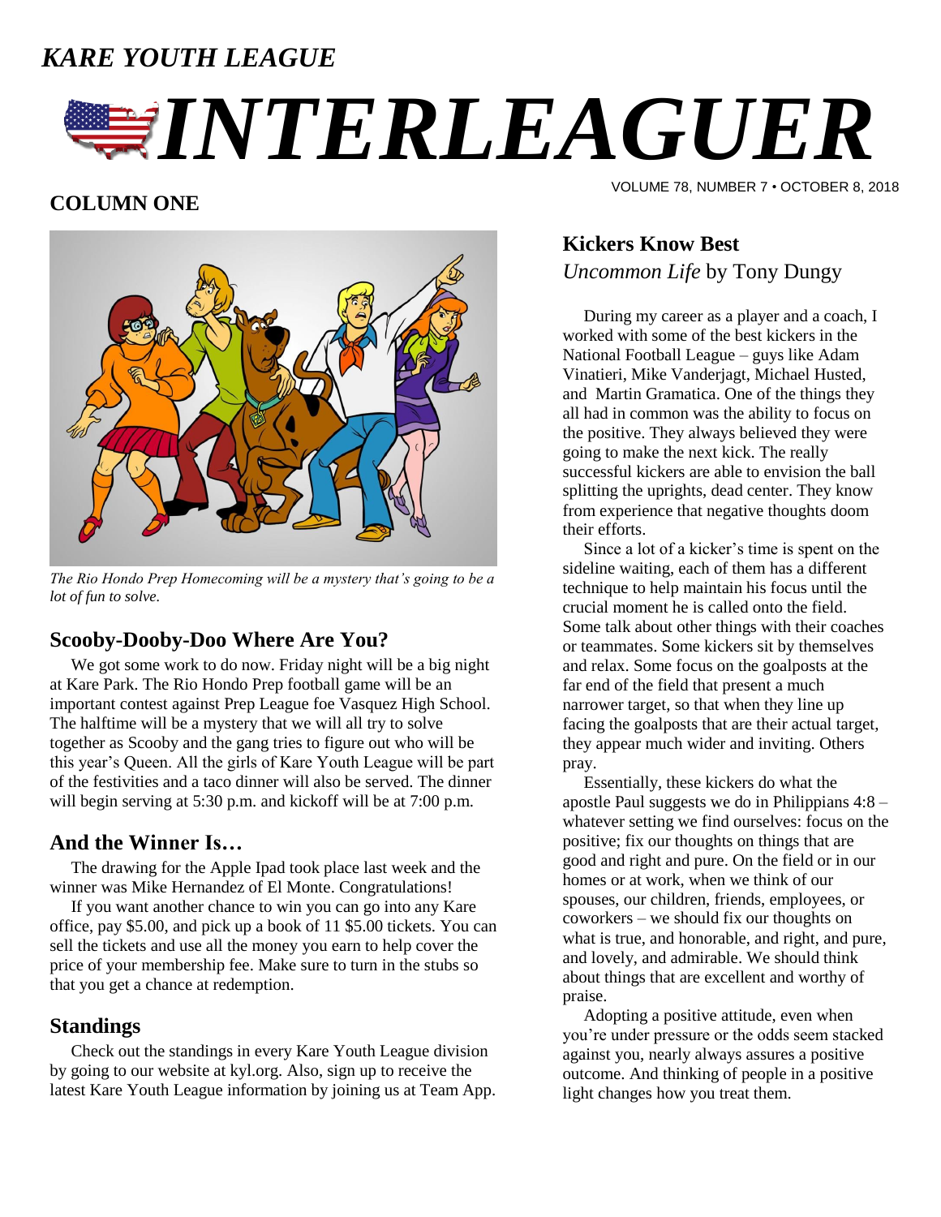*KARE YOUTH LEAGUE*

# *INTERLEAGUER*

VOLUME 78, NUMBER 7 • OCTOBER 8, 2018

## COLUMN ONE

*The Rio Hondo Prep Homecoming will be a mystery that's going to be a lot of fun to solve.*

### Scooby-Dooby-Doo Where Are You?

We got some work to do now. Friday night will be a big night at Kare Park. The Rio Hondo Prep football game will be an important contest against Prep League foe Vasquez High School. The halftime will be a mystery that we will all try to solve together as Scooby and the gang tries to figure out who will be this year's Queen. All the girls of Kare Youth League will be part of the festivities and a taco dinner will also be served. The dinner will begin serving at 5:30 p.m. and kickoff will be at 7:00 p.m.

### And the Winner Is…

The drawing for the Apple Ipad took place last week and the winner was Mike Hernandez of El Monte. Congratulations!

If you want another chance to win you can go into any Kare office, pay $5.00, and pick up a book of 11 $5.00 tickets. You can sell the tickets and use all the money you earn to help cover the price of your membership fee. Make sure to turn in the stubs so that you get a chance at redemption.

### Standings

Check out the standings in every Kare Youth League division by going to our website at kyl.org. Also, sign up to receive the latest Kare Youth League information by joining us at Team App.

### Kickers Know Best

*Uncommon Life* by Tony Dungy

During my career as a player and a coach, I worked with some of the best kickers in the National Football League – guys like Adam Vinatieri, Mike Vanderjagt, Michael Husted, and Martin Gramatica. One of the things they all had in common was the ability to focus on the positive. They always believed they were going to make the next kick. The really successful kickers are able to envision the ball splitting the uprights, dead center. They know from experience that negative thoughts doom their efforts.

Since a lot of a kicker's time is spent on the sideline waiting, each of them has a different technique to help maintain his focus until the crucial moment he is called onto the field. Some talk about other things with their coaches or teammates. Some kickers sit by themselves and relax. Some focus on the goalposts at the far end of the field that present a much narrower target, so that when they line up facing the goalposts that are their actual target, they appear much wider and inviting. Others pray.

Essentially, these kickers do what the apostle Paul suggests we do in Philippians 4:8 – whatever setting we find ourselves: focus on the positive; fix our thoughts on things that are good and right and pure. On the field or in our homes or at work, when we think of our spouses, our children, friends, employees, or coworkers – we should fix our thoughts on what is true, and honorable, and right, and pure, and lovely, and admirable. We should think about things that are excellent and worthy of praise.

Adopting a positive attitude, even when you're under pressure or the odds seem stacked against you, nearly always assures a positive outcome. And thinking of people in a positive light changes how you treat them.